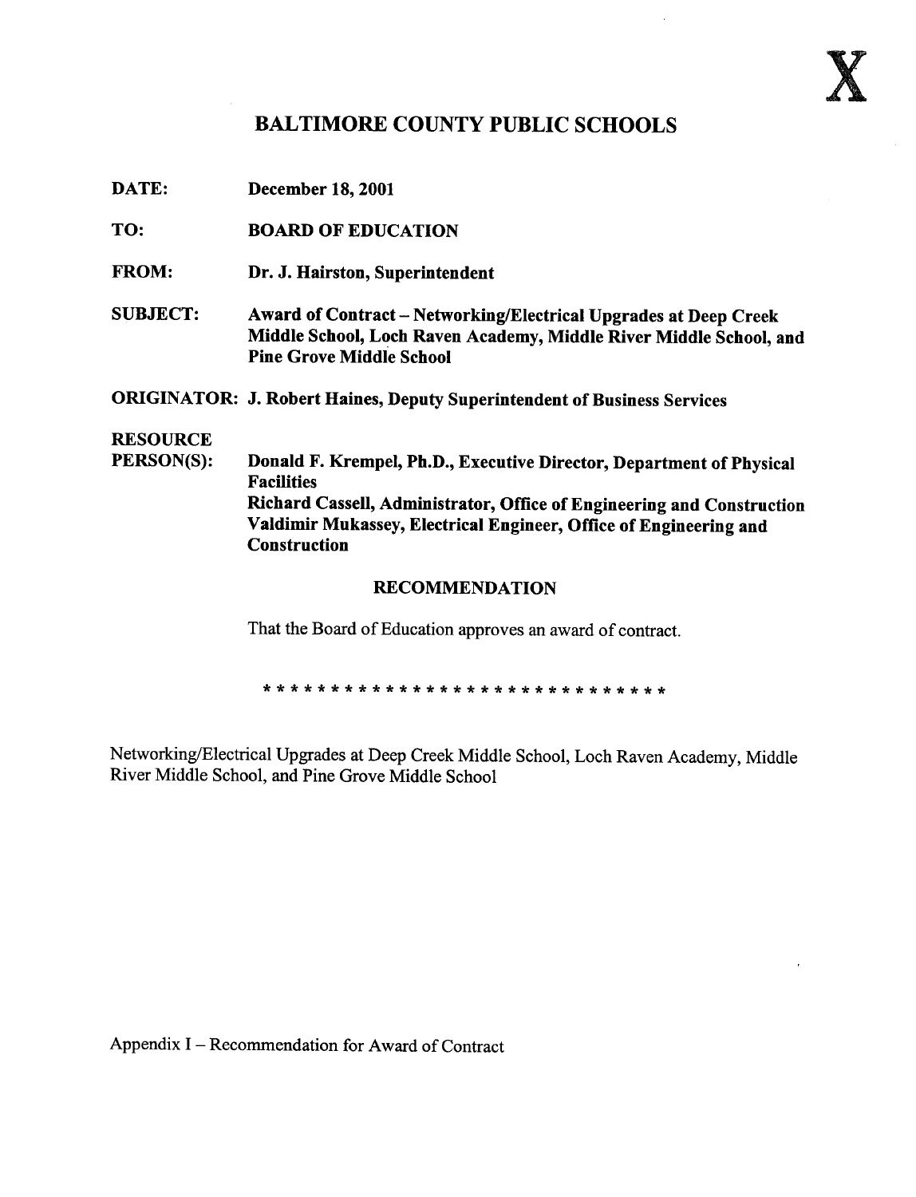X

# BALTIMORE COUNTY PUBLIC SCHOOLS

**DATE:** December 18, 2001

**TO:** BOARD OF EDUCATION

**FROM:** Dr. J. Hairston, Superintendent

**SUBJECT:** Award of Contract – Networking/Electrical Upgrades at Deep Creek Middle School, Loch Raven Academy, Middle River Middle School, and Pine Grove Middle School

**ORIGINATOR:** J. Robert Haines, Deputy Superintendent of Business Services

**RESOURCE PERSON(S):** Donald F. Krempel, Ph.D., Executive Director, Department of Physical Facilities
Richard Cassell, Administrator, Office of Engineering and Construction
Valdimir Mukassey, Electrical Engineer, Office of Engineering and Construction

## RECOMMENDATION

That the Board of Education approves an award of contract.

* * * * * * * * * * * * * * * * * * * * * * * * * * * * * * *

Networking/Electrical Upgrades at Deep Creek Middle School, Loch Raven Academy, Middle River Middle School, and Pine Grove Middle School

Appendix I – Recommendation for Award of Contract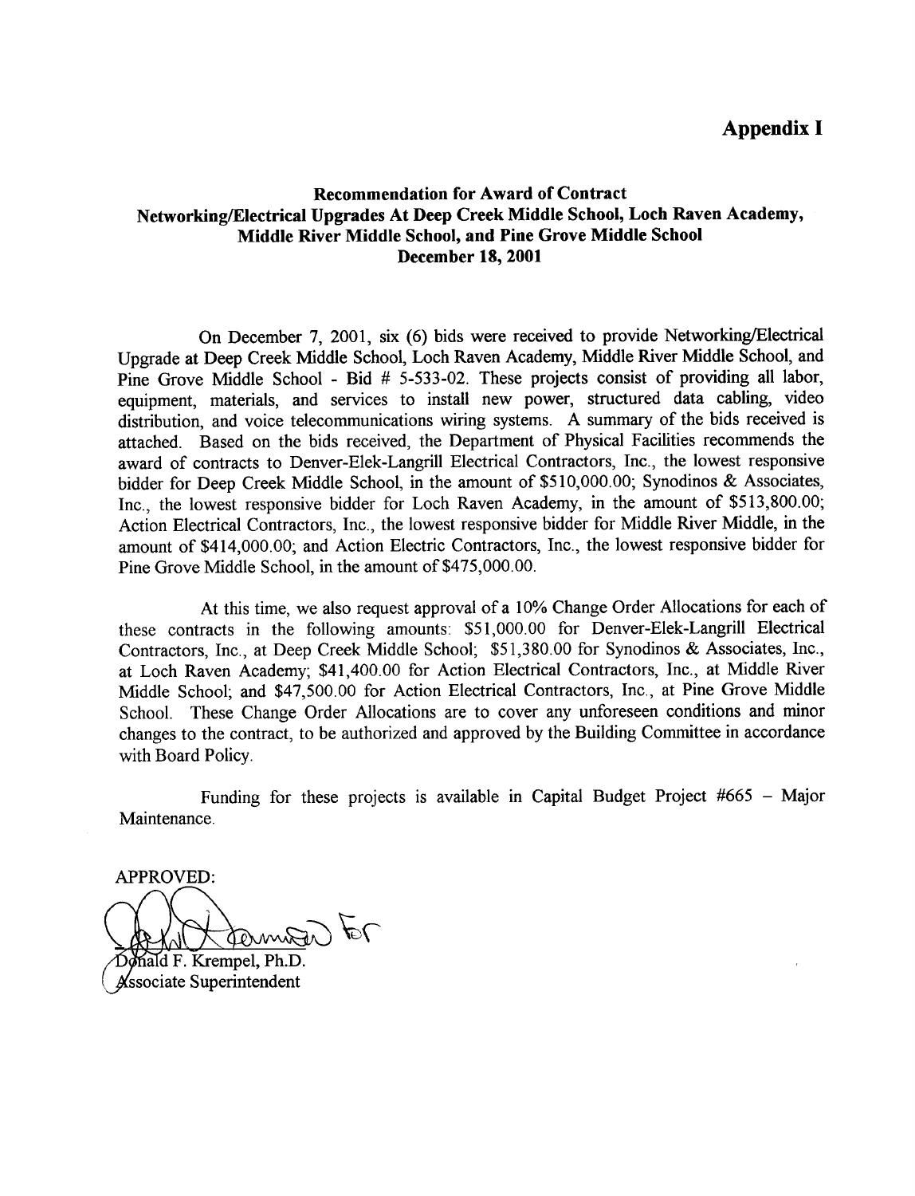**Appendix I**

## Recommendation for Award of Contract
## Networking/Electrical Upgrades At Deep Creek Middle School, Loch Raven Academy, Middle River Middle School, and Pine Grove Middle School
## December 18, 2001

On December 7, 2001, six (6) bids were received to provide Networking/Electrical Upgrade at Deep Creek Middle School, Loch Raven Academy, Middle River Middle School, and Pine Grove Middle School - Bid # 5-533-02. These projects consist of providing all labor, equipment, materials, and services to install new power, structured data cabling, video distribution, and voice telecommunications wiring systems. A summary of the bids received is attached. Based on the bids received, the Department of Physical Facilities recommends the award of contracts to Denver-Elek-Langrill Electrical Contractors, Inc., the lowest responsive bidder for Deep Creek Middle School, in the amount of $510,000.00; Synodinos & Associates, Inc., the lowest responsive bidder for Loch Raven Academy, in the amount of $513,800.00; Action Electrical Contractors, Inc., the lowest responsive bidder for Middle River Middle, in the amount of $414,000.00; and Action Electric Contractors, Inc., the lowest responsive bidder for Pine Grove Middle School, in the amount of $475,000.00.

At this time, we also request approval of a 10% Change Order Allocations for each of these contracts in the following amounts: $51,000.00 for Denver-Elek-Langrill Electrical Contractors, Inc., at Deep Creek Middle School; $51,380.00 for Synodinos & Associates, Inc., at Loch Raven Academy; $41,400.00 for Action Electrical Contractors, Inc., at Middle River Middle School; and $47,500.00 for Action Electrical Contractors, Inc., at Pine Grove Middle School. These Change Order Allocations are to cover any unforeseen conditions and minor changes to the contract, to be authorized and approved by the Building Committee in accordance with Board Policy.

Funding for these projects is available in Capital Budget Project #665 – Major Maintenance.

APPROVED:

Donald F. Krempel, Ph.D.
Associate Superintendent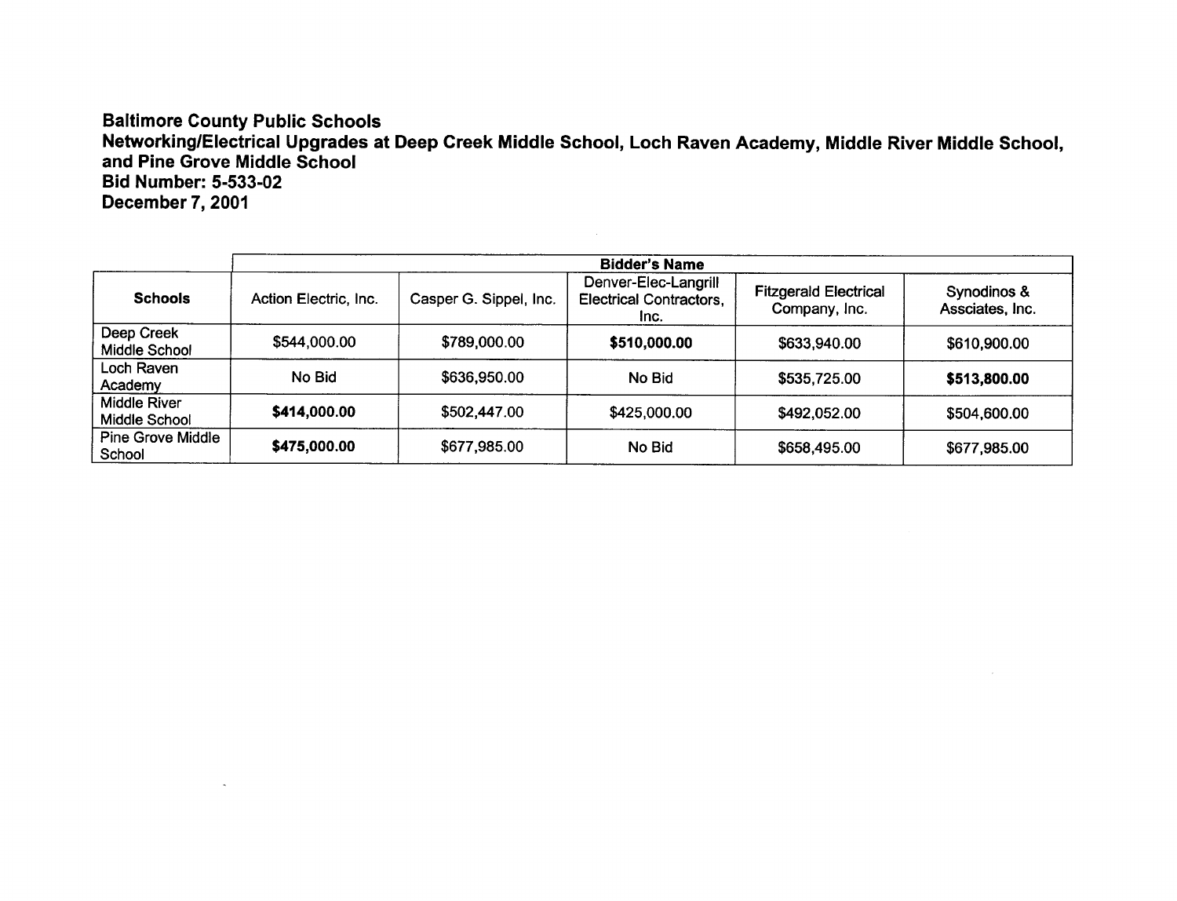**Baltimore County Public Schools**
**Networking/Electrical Upgrades at Deep Creek Middle School, Loch Raven Academy, Middle River Middle School, and Pine Grove Middle School**
**Bid Number: 5-533-02**
**December 7, 2001**

| | **Bidder's Name** | | | | |
|---|---|---|---|---|---|
| **Schools** | Action Electric, Inc. | Casper G. Sippel, Inc. | Denver-Elec-Langrill Electrical Contractors, Inc. | Fitzgerald Electrical Company, Inc. | Synodinos & Assciates, Inc. |
| Deep Creek Middle School | $544,000.00 | $789,000.00 | **$510,000.00** | $633,940.00 | $610,900.00 |
| Loch Raven Academy | No Bid | $636,950.00 | No Bid | $535,725.00 | **$513,800.00** |
| Middle River Middle School | **$414,000.00** | $502,447.00 | $425,000.00 | $492,052.00 | $504,600.00 |
| Pine Grove Middle School | **$475,000.00** | $677,985.00 | No Bid | $658,495.00 | $677,985.00 |